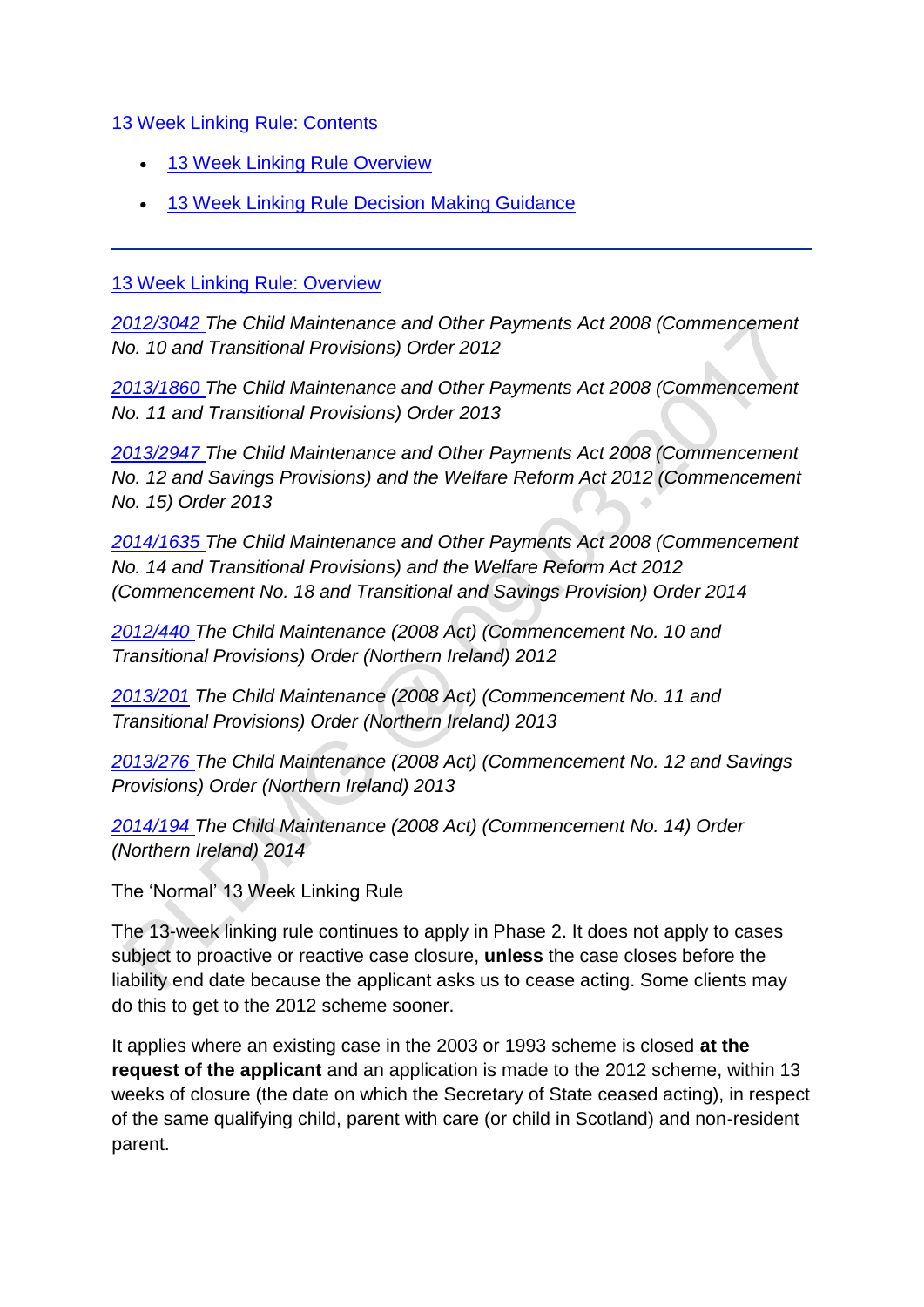13 Week Linking Rule: Contents

- 13 Week Linking Rule Overview
- 13 Week Linking Rule Decision Making Guidance

---

13 Week Linking Rule: Overview

*2012/3042 The Child Maintenance and Other Payments Act 2008 (Commencement No. 10 and Transitional Provisions) Order 2012*

*2013/1860 The Child Maintenance and Other Payments Act 2008 (Commencement No. 11 and Transitional Provisions) Order 2013*

*2013/2947 The Child Maintenance and Other Payments Act 2008 (Commencement No. 12 and Savings Provisions) and the Welfare Reform Act 2012 (Commencement No. 15) Order 2013*

*2014/1635 The Child Maintenance and Other Payments Act 2008 (Commencement No. 14 and Transitional Provisions) and the Welfare Reform Act 2012 (Commencement No. 18 and Transitional and Savings Provision) Order 2014*

*2012/440 The Child Maintenance (2008 Act) (Commencement No. 10 and Transitional Provisions) Order (Northern Ireland) 2012*

*2013/201 The Child Maintenance (2008 Act) (Commencement No. 11 and Transitional Provisions) Order (Northern Ireland) 2013*

*2013/276 The Child Maintenance (2008 Act) (Commencement No. 12 and Savings Provisions) Order (Northern Ireland) 2013*

*2014/194 The Child Maintenance (2008 Act) (Commencement No. 14) Order (Northern Ireland) 2014*

The 'Normal' 13 Week Linking Rule

The 13-week linking rule continues to apply in Phase 2. It does not apply to cases subject to proactive or reactive case closure, **unless** the case closes before the liability end date because the applicant asks us to cease acting. Some clients may do this to get to the 2012 scheme sooner.

It applies where an existing case in the 2003 or 1993 scheme is closed **at the request of the applicant** and an application is made to the 2012 scheme, within 13 weeks of closure (the date on which the Secretary of State ceased acting), in respect of the same qualifying child, parent with care (or child in Scotland) and non-resident parent.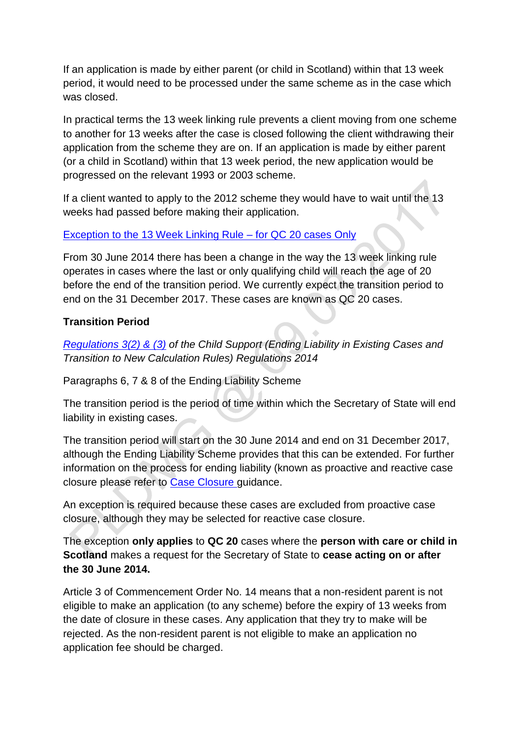If an application is made by either parent (or child in Scotland) within that 13 week period, it would need to be processed under the same scheme as in the case which was closed.

In practical terms the 13 week linking rule prevents a client moving from one scheme to another for 13 weeks after the case is closed following the client withdrawing their application from the scheme they are on. If an application is made by either parent (or a child in Scotland) within that 13 week period, the new application would be progressed on the relevant 1993 or 2003 scheme.

If a client wanted to apply to the 2012 scheme they would have to wait until the 13 weeks had passed before making their application.

Exception to the 13 Week Linking Rule – for QC 20 cases Only

From 30 June 2014 there has been a change in the way the 13 week linking rule operates in cases where the last or only qualifying child will reach the age of 20 before the end of the transition period. We currently expect the transition period to end on the 31 December 2017. These cases are known as QC 20 cases.

**Transition Period**

*Regulations 3(2) & (3) of the Child Support (Ending Liability in Existing Cases and Transition to New Calculation Rules) Regulations 2014*

Paragraphs 6, 7 & 8 of the Ending Liability Scheme

The transition period is the period of time within which the Secretary of State will end liability in existing cases.

The transition period will start on the 30 June 2014 and end on 31 December 2017, although the Ending Liability Scheme provides that this can be extended. For further information on the process for ending liability (known as proactive and reactive case closure please refer to Case Closure guidance.

An exception is required because these cases are excluded from proactive case closure, although they may be selected for reactive case closure.

The exception **only applies** to **QC 20** cases where the **person with care or child in Scotland** makes a request for the Secretary of State to **cease acting on or after the 30 June 2014.**

Article 3 of Commencement Order No. 14 means that a non-resident parent is not eligible to make an application (to any scheme) before the expiry of 13 weeks from the date of closure in these cases. Any application that they try to make will be rejected. As the non-resident parent is not eligible to make an application no application fee should be charged.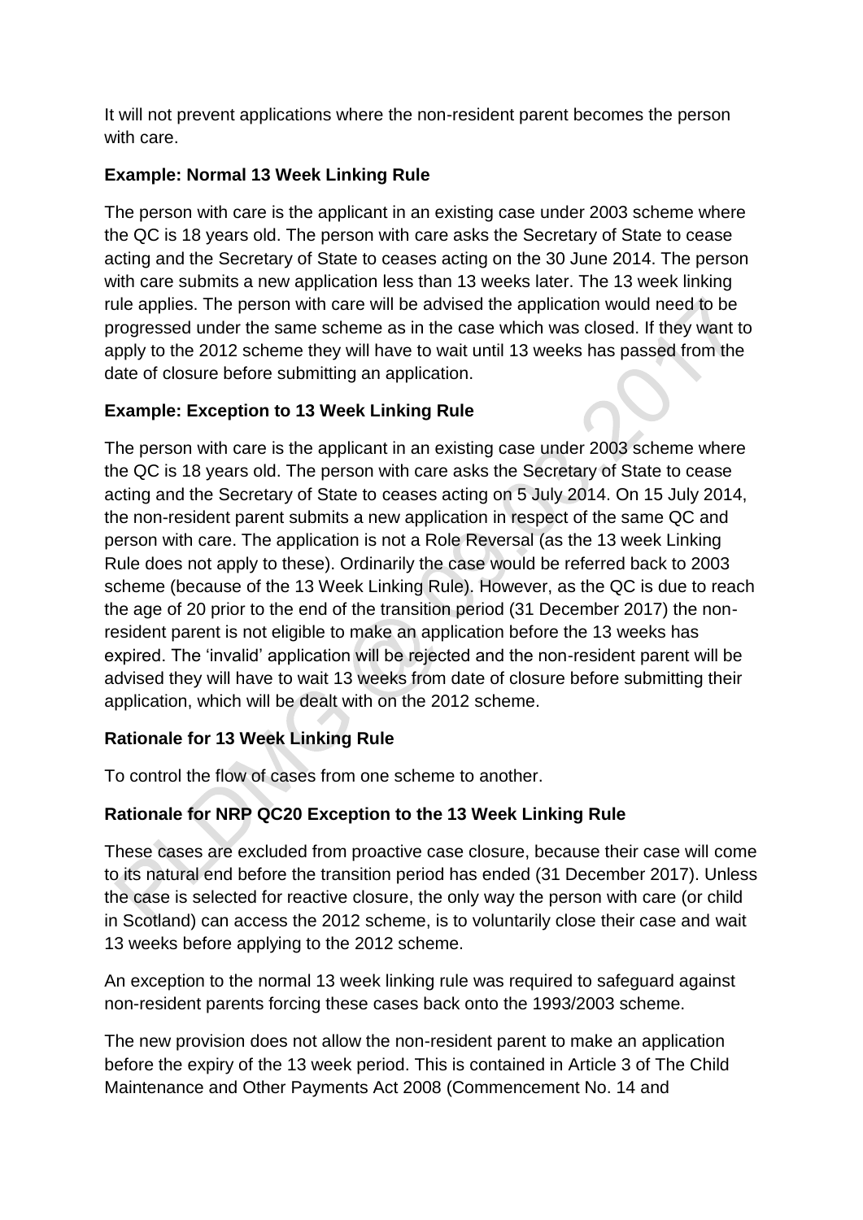It will not prevent applications where the non-resident parent becomes the person with care.

**Example: Normal 13 Week Linking Rule**

The person with care is the applicant in an existing case under 2003 scheme where the QC is 18 years old. The person with care asks the Secretary of State to cease acting and the Secretary of State to ceases acting on the 30 June 2014. The person with care submits a new application less than 13 weeks later. The 13 week linking rule applies. The person with care will be advised the application would need to be progressed under the same scheme as in the case which was closed. If they want to apply to the 2012 scheme they will have to wait until 13 weeks has passed from the date of closure before submitting an application.

**Example: Exception to 13 Week Linking Rule**

The person with care is the applicant in an existing case under 2003 scheme where the QC is 18 years old. The person with care asks the Secretary of State to cease acting and the Secretary of State to ceases acting on 5 July 2014. On 15 July 2014, the non-resident parent submits a new application in respect of the same QC and person with care. The application is not a Role Reversal (as the 13 week Linking Rule does not apply to these). Ordinarily the case would be referred back to 2003 scheme (because of the 13 Week Linking Rule). However, as the QC is due to reach the age of 20 prior to the end of the transition period (31 December 2017) the non-resident parent is not eligible to make an application before the 13 weeks has expired. The 'invalid' application will be rejected and the non-resident parent will be advised they will have to wait 13 weeks from date of closure before submitting their application, which will be dealt with on the 2012 scheme.

**Rationale for 13 Week Linking Rule**

To control the flow of cases from one scheme to another.

**Rationale for NRP QC20 Exception to the 13 Week Linking Rule**

These cases are excluded from proactive case closure, because their case will come to its natural end before the transition period has ended (31 December 2017). Unless the case is selected for reactive closure, the only way the person with care (or child in Scotland) can access the 2012 scheme, is to voluntarily close their case and wait 13 weeks before applying to the 2012 scheme.

An exception to the normal 13 week linking rule was required to safeguard against non-resident parents forcing these cases back onto the 1993/2003 scheme.

The new provision does not allow the non-resident parent to make an application before the expiry of the 13 week period. This is contained in Article 3 of The Child Maintenance and Other Payments Act 2008 (Commencement No. 14 and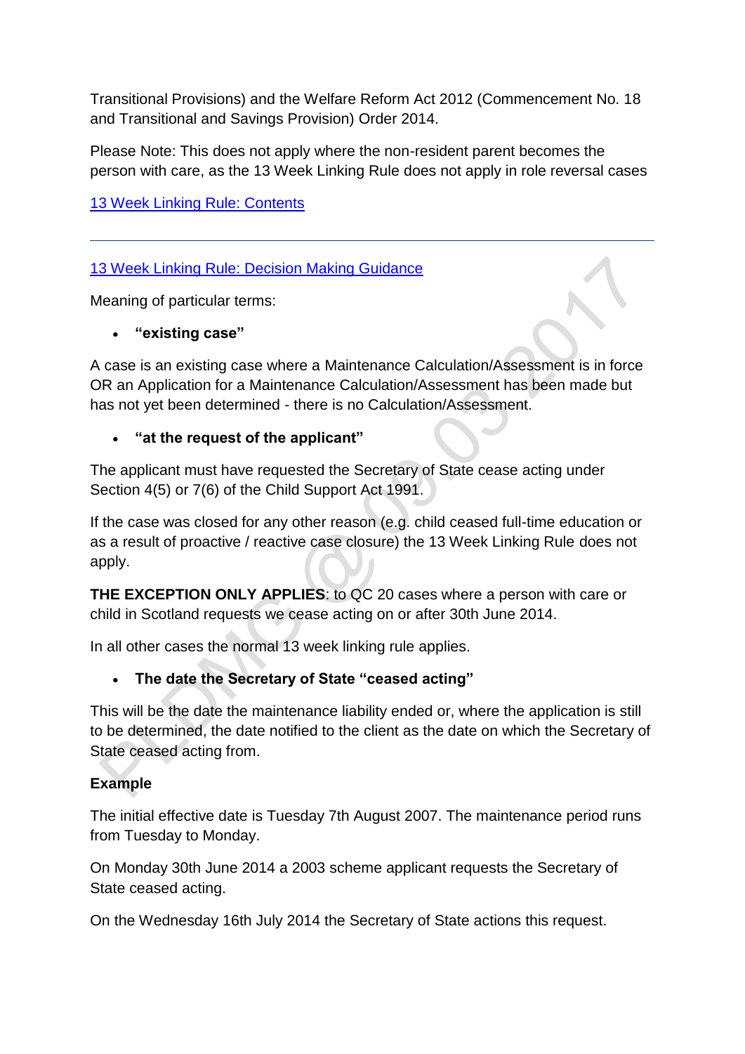Transitional Provisions) and the Welfare Reform Act 2012 (Commencement No. 18 and Transitional and Savings Provision) Order 2014.

Please Note: This does not apply where the non-resident parent becomes the person with care, as the 13 Week Linking Rule does not apply in role reversal cases

13 Week Linking Rule: Contents

---

13 Week Linking Rule: Decision Making Guidance

Meaning of particular terms:

- **"existing case"**

A case is an existing case where a Maintenance Calculation/Assessment is in force OR an Application for a Maintenance Calculation/Assessment has been made but has not yet been determined - there is no Calculation/Assessment.

- **"at the request of the applicant"**

The applicant must have requested the Secretary of State cease acting under Section 4(5) or 7(6) of the Child Support Act 1991.

If the case was closed for any other reason (e.g. child ceased full-time education or as a result of proactive / reactive case closure) the 13 Week Linking Rule does not apply.

**THE EXCEPTION ONLY APPLIES**: to QC 20 cases where a person with care or child in Scotland requests we cease acting on or after 30th June 2014.

In all other cases the normal 13 week linking rule applies.

- **The date the Secretary of State "ceased acting"**

This will be the date the maintenance liability ended or, where the application is still to be determined, the date notified to the client as the date on which the Secretary of State ceased acting from.

**Example**

The initial effective date is Tuesday 7th August 2007. The maintenance period runs from Tuesday to Monday.

On Monday 30th June 2014 a 2003 scheme applicant requests the Secretary of State ceased acting.

On the Wednesday 16th July 2014 the Secretary of State actions this request.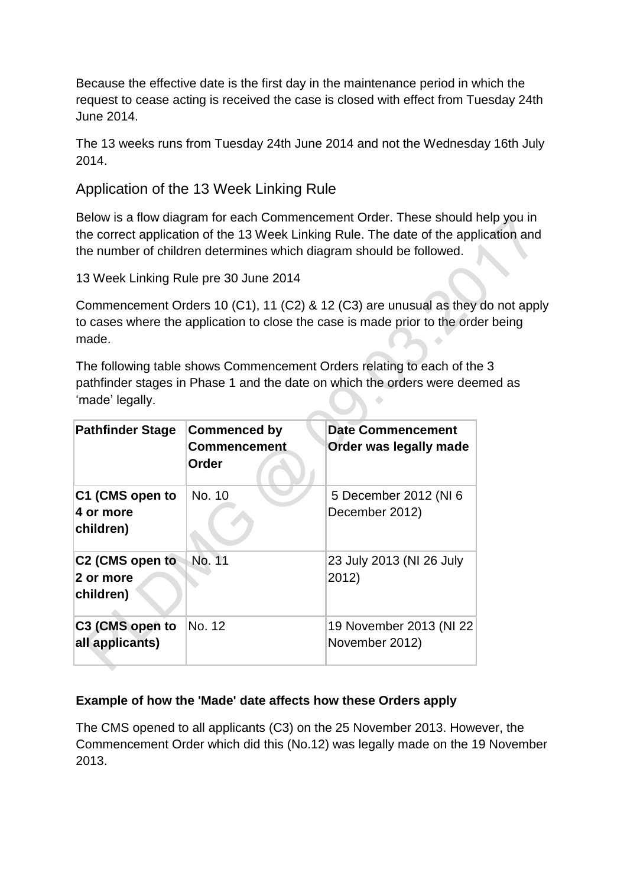Because the effective date is the first day in the maintenance period in which the request to cease acting is received the case is closed with effect from Tuesday 24th June 2014.

The 13 weeks runs from Tuesday 24th June 2014 and not the Wednesday 16th July 2014.

## Application of the 13 Week Linking Rule

Below is a flow diagram for each Commencement Order. These should help you in the correct application of the 13 Week Linking Rule. The date of the application and the number of children determines which diagram should be followed.

13 Week Linking Rule pre 30 June 2014

Commencement Orders 10 (C1), 11 (C2) & 12 (C3) are unusual as they do not apply to cases where the application to close the case is made prior to the order being made.

The following table shows Commencement Orders relating to each of the 3 pathfinder stages in Phase 1 and the date on which the orders were deemed as 'made' legally.

| Pathfinder Stage | Commenced by Commencement Order | Date Commencement Order was legally made |
|---|---|---|
| **C1 (CMS open to 4 or more children)** | No. 10 | 5 December 2012 (NI 6 December 2012) |
| **C2 (CMS open to 2 or more children)** | No. 11 | 23 July 2013 (NI 26 July 2012) |
| **C3 (CMS open to all applicants)** | No. 12 | 19 November 2013 (NI 22 November 2012) |

**Example of how the 'Made' date affects how these Orders apply**

The CMS opened to all applicants (C3) on the 25 November 2013. However, the Commencement Order which did this (No.12) was legally made on the 19 November 2013.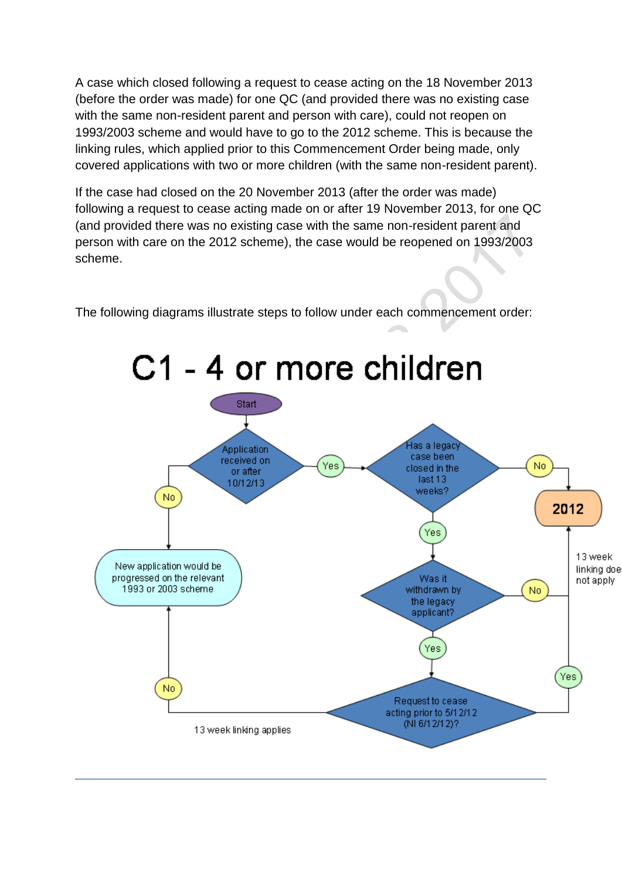A case which closed following a request to cease acting on the 18 November 2013 (before the order was made) for one QC (and provided there was no existing case with the same non-resident parent and person with care), could not reopen on 1993/2003 scheme and would have to go to the 2012 scheme. This is because the linking rules, which applied prior to this Commencement Order being made, only covered applications with two or more children (with the same non-resident parent).

If the case had closed on the 20 November 2013 (after the order was made) following a request to cease acting made on or after 19 November 2013, for one QC (and provided there was no existing case with the same non-resident parent and person with care on the 2012 scheme), the case would be reopened on 1993/2003 scheme.

The following diagrams illustrate steps to follow under each commencement order:

# C1 - 4 or more children

- Start
- Application received on or after 10/12/13?
  - No → New application would be progressed on the relevant 1993 or 2003 scheme
  - Yes → Has a legacy case been closed in the last 13 weeks?
    - No → 2012
    - Yes → Was it withdrawn by the legacy applicant?
      - No → 2012 (13 week linking does not apply)
      - Yes → Request to cease acting prior to 5/12/12 (NI 6/12/12)?
        - Yes → 2012 (13 week linking does not apply)
        - No → New application would be progressed on the relevant 1993 or 2003 scheme (13 week linking applies)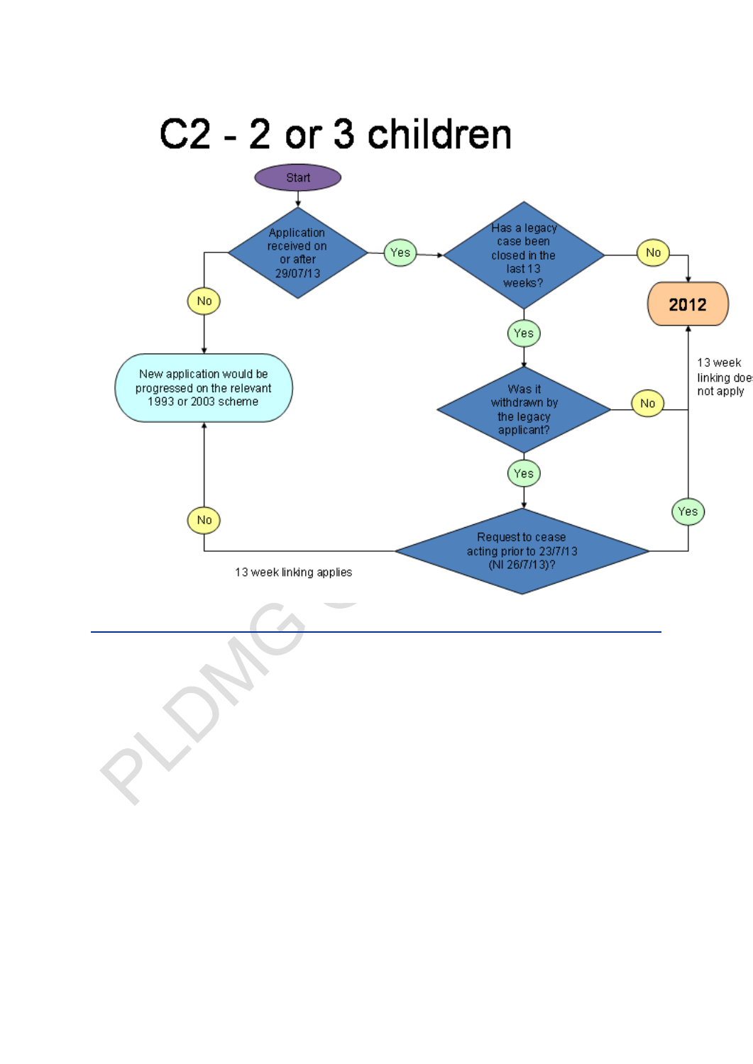# C2 - 2 or 3 children

Start

Application received on or after 29/07/13

- No → New application would be progressed on the relevant 1993 or 2003 scheme
- Yes → Has a legacy case been closed in the last 13 weeks?
  - No → 2012
  - Yes → Was it withdrawn by the legacy applicant?
    - No → 2012 (13 week linking does not apply)
    - Yes → Request to cease acting prior to 23/7/13 (NI 26/7/13)?
      - Yes → 2012 (13 week linking does not apply)
      - No → New application would be progressed on the relevant 1993 or 2003 scheme (13 week linking applies)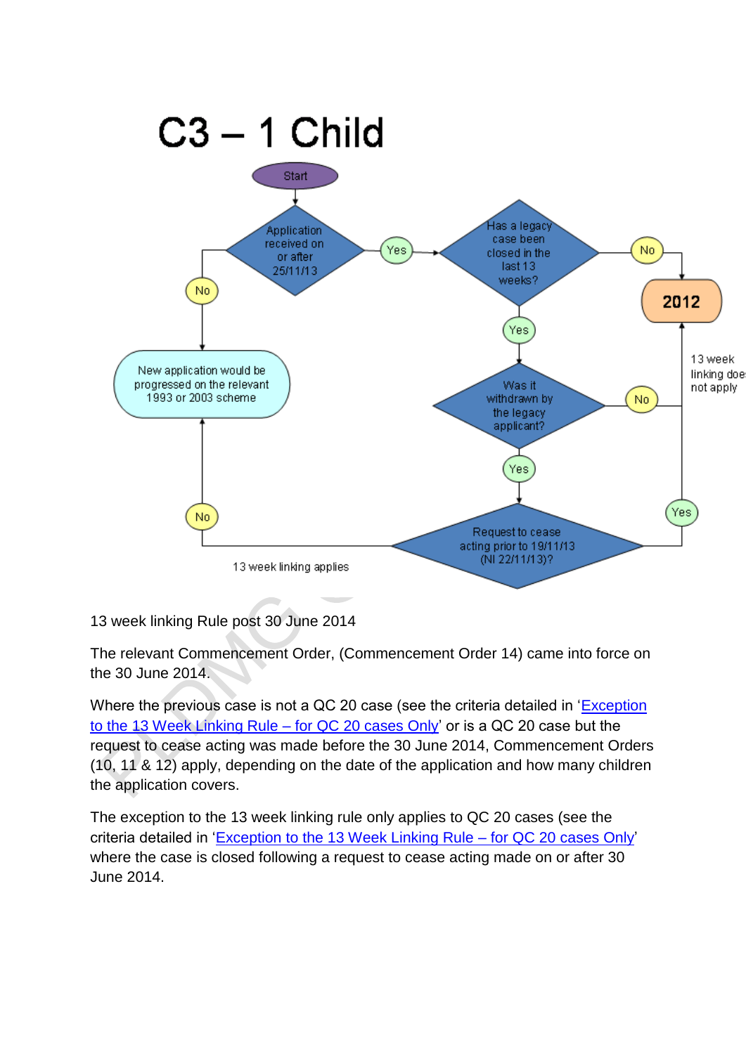# C3 – 1 Child

```
Start
  ↓
Application received on or after 25/11/13?
  ├─ No → New application would be progressed on the relevant 1993 or 2003 scheme
  └─ Yes → Has a legacy case been closed in the last 13 weeks?
              ├─ No → 2012
              └─ Yes → Was it withdrawn by the legacy applicant?
                          ├─ No → 2012 (13 week linking does not apply)
                          └─ Yes → Request to cease acting prior to 19/11/13 (NI 22/11/13)?
                                      ├─ Yes → 2012 (13 week linking does not apply)
                                      └─ No → New application would be progressed on the relevant 1993 or 2003 scheme (13 week linking applies)
```

13 week linking Rule post 30 June 2014

The relevant Commencement Order, (Commencement Order 14) came into force on the 30 June 2014.

Where the previous case is not a QC 20 case (see the criteria detailed in 'Exception to the 13 Week Linking Rule – for QC 20 cases Only' or is a QC 20 case but the request to cease acting was made before the 30 June 2014, Commencement Orders (10, 11 & 12) apply, depending on the date of the application and how many children the application covers.

The exception to the 13 week linking rule only applies to QC 20 cases (see the criteria detailed in 'Exception to the 13 Week Linking Rule – for QC 20 cases Only' where the case is closed following a request to cease acting made on or after 30 June 2014.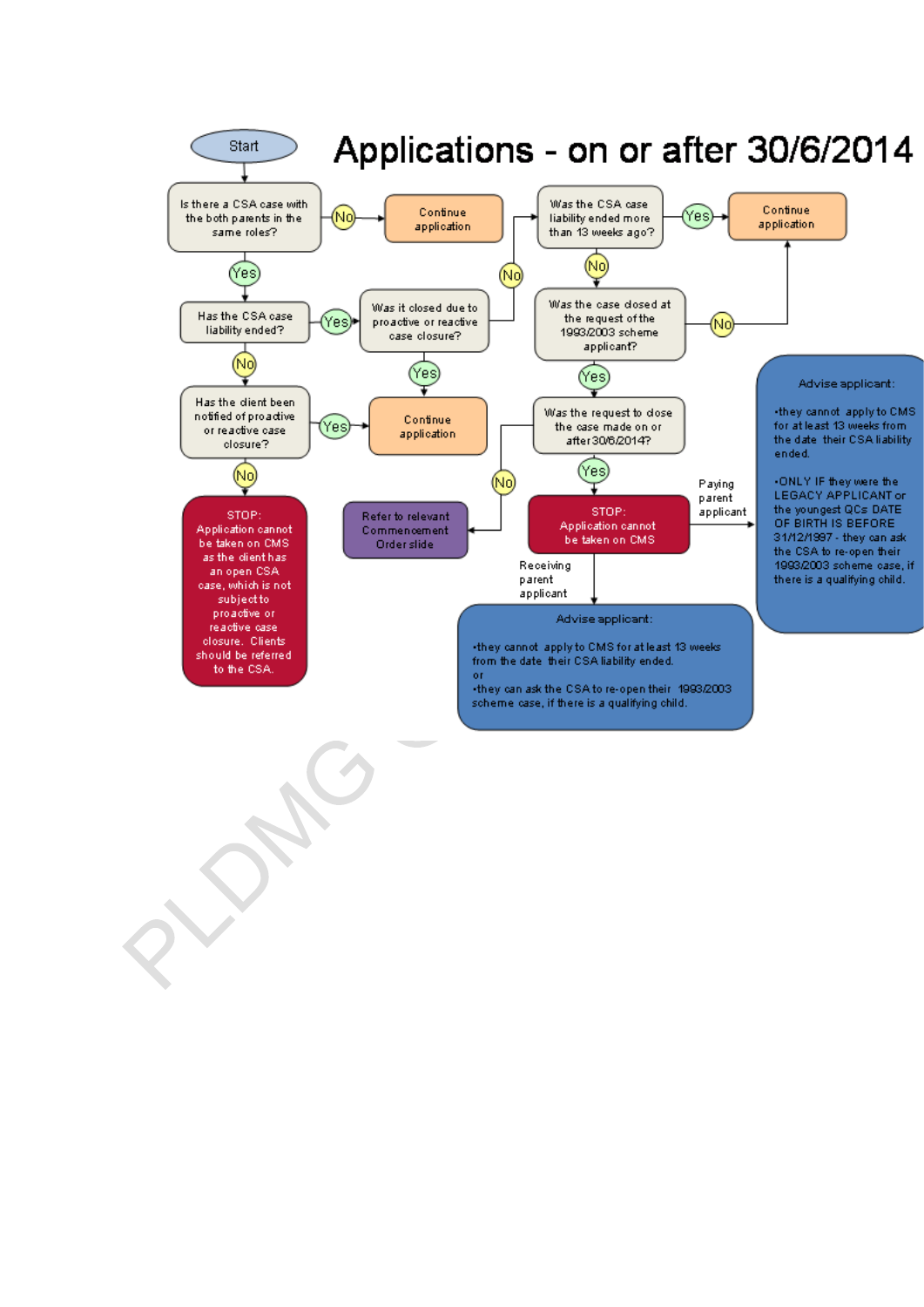# Applications - on or after 30/6/2014

Start

Is there a CSA case with the both parents in the same roles?

No

Continue application

Yes

Has the CSA case liability ended?

Yes

Was it closed due to proactive or reactive case closure?

No

Was the CSA case liability ended more than 13 weeks ago?

Yes

Continue application

No

Was the case closed at the request of the 1993/2003 scheme applicant?

No

Yes

Continue application

Yes

Was the request to close the case made on or after 30/6/2014?

No

Refer to relevant Commencement Order slide

Yes

STOP: Application cannot be taken on CMS

Paying parent applicant

Advise applicant:

•they cannot apply to CMS for at least 13 weeks from the date their CSA liability ended.

•ONLY IF they were the LEGACY APPLICANT or the youngest QCs DATE OF BIRTH IS BEFORE 31/12/1997 - they can ask the CSA to re-open their 1993/2003 scheme case, if there is a qualifying child.

Receiving parent applicant

Advise applicant:

•they cannot apply to CMS for at least 13 weeks from the date their CSA liability ended.
or
•they can ask the CSA to re-open their 1993/2003 scheme case, if there is a qualifying child.

No

Has the client been notified of proactive or reactive case closure?

Yes

Continue application

No

STOP: Application cannot be taken on CMS as the client has an open CSA case, which is not subject to proactive or reactive case closure. Clients should be referred to the CSA.